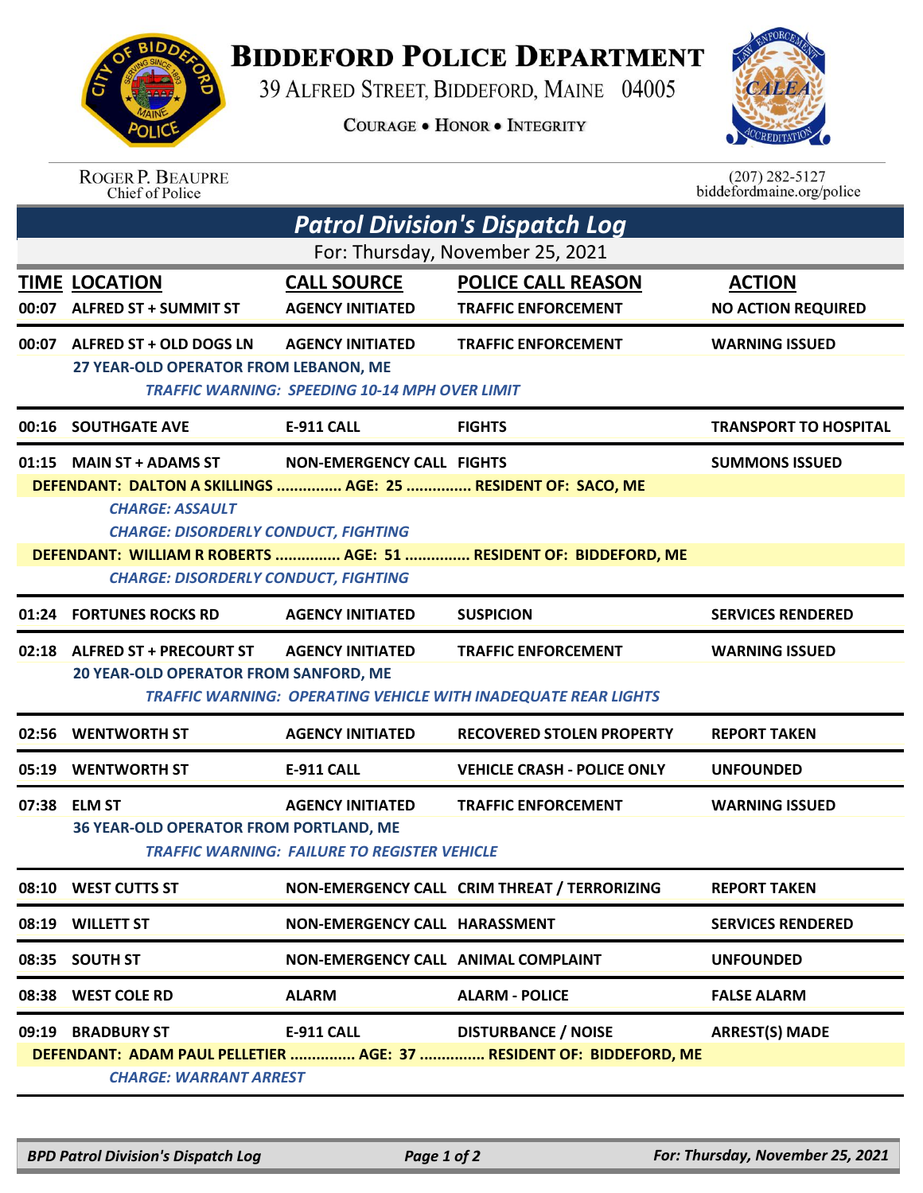# Biddeford Police Department

39 Alfred Street, Biddeford, Maine 04005

Courage • Honor • Integrity

Roger P. Beaupre
Chief of Police

(207) 282-5127
biddefordmaine.org/police

## *Patrol Division's Dispatch Log*

For: Thursday, November 25, 2021

| TIME | LOCATION | CALL SOURCE | POLICE CALL REASON | ACTION |
|---|---|---|---|---|
| 00:07 | ALFRED ST + SUMMIT ST | AGENCY INITIATED | TRAFFIC ENFORCEMENT | NO ACTION REQUIRED |
| 00:07 | ALFRED ST + OLD DOGS LN | AGENCY INITIATED | TRAFFIC ENFORCEMENT | WARNING ISSUED |
| | 27 YEAR-OLD OPERATOR FROM LEBANON, ME<br>*TRAFFIC WARNING: SPEEDING 10-14 MPH OVER LIMIT* | | | |
| 00:16 | SOUTHGATE AVE | E-911 CALL | FIGHTS | TRANSPORT TO HOSPITAL |
| 01:15 | MAIN ST + ADAMS ST | NON-EMERGENCY CALL | FIGHTS | SUMMONS ISSUED |
| | DEFENDANT: DALTON A SKILLINGS ............... AGE: 25 ............... RESIDENT OF: SACO, ME<br>*CHARGE: ASSAULT*<br>*CHARGE: DISORDERLY CONDUCT, FIGHTING*<br>DEFENDANT: WILLIAM R ROBERTS ............... AGE: 51 ............... RESIDENT OF: BIDDEFORD, ME<br>*CHARGE: DISORDERLY CONDUCT, FIGHTING* | | | |
| 01:24 | FORTUNES ROCKS RD | AGENCY INITIATED | SUSPICION | SERVICES RENDERED |
| 02:18 | ALFRED ST + PRECOURT ST | AGENCY INITIATED | TRAFFIC ENFORCEMENT | WARNING ISSUED |
| | 20 YEAR-OLD OPERATOR FROM SANFORD, ME<br>*TRAFFIC WARNING: OPERATING VEHICLE WITH INADEQUATE REAR LIGHTS* | | | |
| 02:56 | WENTWORTH ST | AGENCY INITIATED | RECOVERED STOLEN PROPERTY | REPORT TAKEN |
| 05:19 | WENTWORTH ST | E-911 CALL | VEHICLE CRASH - POLICE ONLY | UNFOUNDED |
| 07:38 | ELM ST | AGENCY INITIATED | TRAFFIC ENFORCEMENT | WARNING ISSUED |
| | 36 YEAR-OLD OPERATOR FROM PORTLAND, ME<br>*TRAFFIC WARNING: FAILURE TO REGISTER VEHICLE* | | | |
| 08:10 | WEST CUTTS ST | NON-EMERGENCY CALL | CRIM THREAT / TERRORIZING | REPORT TAKEN |
| 08:19 | WILLETT ST | NON-EMERGENCY CALL | HARASSMENT | SERVICES RENDERED |
| 08:35 | SOUTH ST | NON-EMERGENCY CALL | ANIMAL COMPLAINT | UNFOUNDED |
| 08:38 | WEST COLE RD | ALARM | ALARM - POLICE | FALSE ALARM |
| 09:19 | BRADBURY ST | E-911 CALL | DISTURBANCE / NOISE | ARREST(S) MADE |
| | DEFENDANT: ADAM PAUL PELLETIER ............... AGE: 37 ............... RESIDENT OF: BIDDEFORD, ME<br>*CHARGE: WARRANT ARREST* | | | |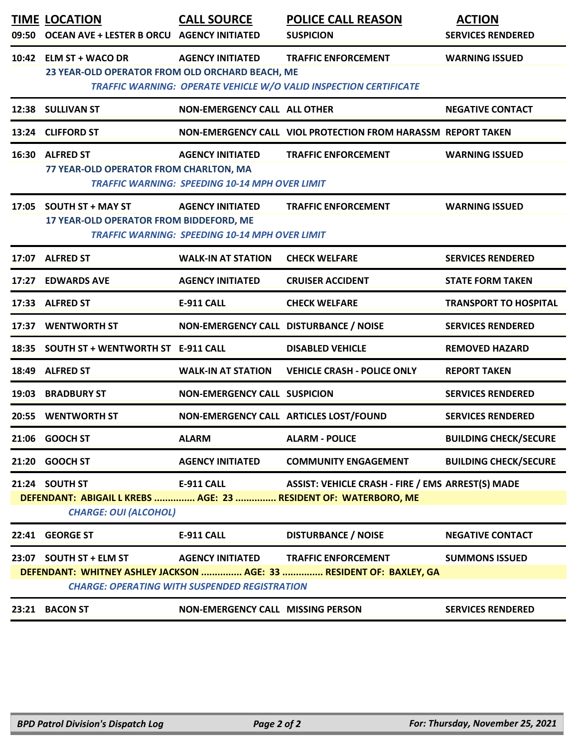| TIME | LOCATION | CALL SOURCE | POLICE CALL REASON | ACTION |
|---|---|---|---|---|
| 09:50 | OCEAN AVE + LESTER B ORCU | AGENCY INITIATED | SUSPICION | SERVICES RENDERED |
| 10:42 | ELM ST + WACO DR | AGENCY INITIATED | TRAFFIC ENFORCEMENT | WARNING ISSUED |
| | 23 YEAR-OLD OPERATOR FROM OLD ORCHARD BEACH, ME | | | |
| | *TRAFFIC WARNING: OPERATE VEHICLE W/O VALID INSPECTION CERTIFICATE* | | | |
| 12:38 | SULLIVAN ST | NON-EMERGENCY CALL | ALL OTHER | NEGATIVE CONTACT |
| 13:24 | CLIFFORD ST | NON-EMERGENCY CALL | VIOL PROTECTION FROM HARASSM | REPORT TAKEN |
| 16:30 | ALFRED ST | AGENCY INITIATED | TRAFFIC ENFORCEMENT | WARNING ISSUED |
| | 77 YEAR-OLD OPERATOR FROM CHARLTON, MA | | | |
| | *TRAFFIC WARNING: SPEEDING 10-14 MPH OVER LIMIT* | | | |
| 17:05 | SOUTH ST + MAY ST | AGENCY INITIATED | TRAFFIC ENFORCEMENT | WARNING ISSUED |
| | 17 YEAR-OLD OPERATOR FROM BIDDEFORD, ME | | | |
| | *TRAFFIC WARNING: SPEEDING 10-14 MPH OVER LIMIT* | | | |
| 17:07 | ALFRED ST | WALK-IN AT STATION | CHECK WELFARE | SERVICES RENDERED |
| 17:27 | EDWARDS AVE | AGENCY INITIATED | CRUISER ACCIDENT | STATE FORM TAKEN |
| 17:33 | ALFRED ST | E-911 CALL | CHECK WELFARE | TRANSPORT TO HOSPITAL |
| 17:37 | WENTWORTH ST | NON-EMERGENCY CALL | DISTURBANCE / NOISE | SERVICES RENDERED |
| 18:35 | SOUTH ST + WENTWORTH ST | E-911 CALL | DISABLED VEHICLE | REMOVED HAZARD |
| 18:49 | ALFRED ST | WALK-IN AT STATION | VEHICLE CRASH - POLICE ONLY | REPORT TAKEN |
| 19:03 | BRADBURY ST | NON-EMERGENCY CALL | SUSPICION | SERVICES RENDERED |
| 20:55 | WENTWORTH ST | NON-EMERGENCY CALL | ARTICLES LOST/FOUND | SERVICES RENDERED |
| 21:06 | GOOCH ST | ALARM | ALARM - POLICE | BUILDING CHECK/SECURE |
| 21:20 | GOOCH ST | AGENCY INITIATED | COMMUNITY ENGAGEMENT | BUILDING CHECK/SECURE |
| 21:24 | SOUTH ST | E-911 CALL | ASSIST: VEHICLE CRASH - FIRE / EMS | ARREST(S) MADE |
| | DEFENDANT: ABIGAIL L KREBS ............... AGE: 23 ............... RESIDENT OF: WATERBORO, ME | | | |
| | *CHARGE: OUI (ALCOHOL)* | | | |
| 22:41 | GEORGE ST | E-911 CALL | DISTURBANCE / NOISE | NEGATIVE CONTACT |
| 23:07 | SOUTH ST + ELM ST | AGENCY INITIATED | TRAFFIC ENFORCEMENT | SUMMONS ISSUED |
| | DEFENDANT: WHITNEY ASHLEY JACKSON ............... AGE: 33 ............... RESIDENT OF: BAXLEY, GA | | | |
| | *CHARGE: OPERATING WITH SUSPENDED REGISTRATION* | | | |
| 23:21 | BACON ST | NON-EMERGENCY CALL | MISSING PERSON | SERVICES RENDERED |